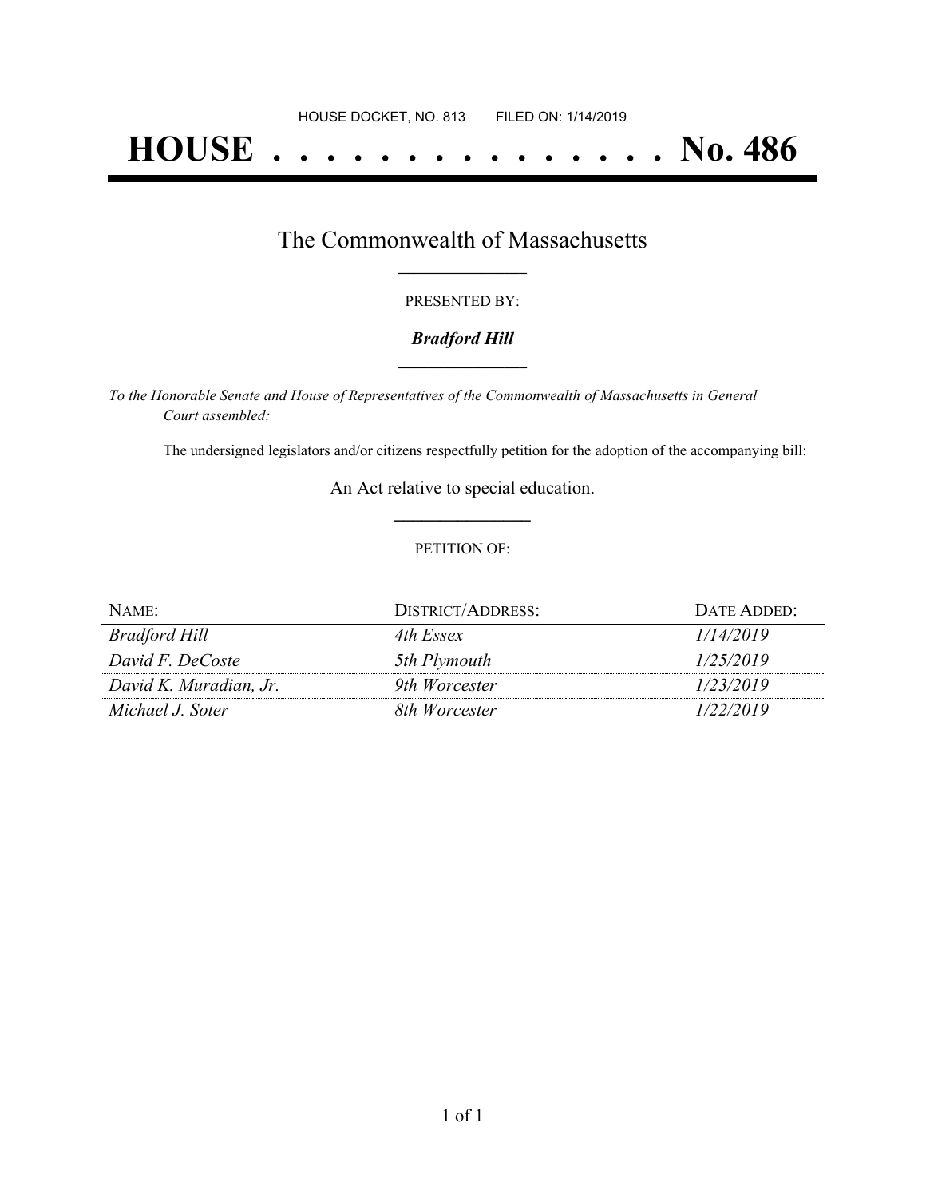HOUSE DOCKET, NO. 813        FILED ON: 1/14/2019

# HOUSE . . . . . . . . . . . . . . . No. 486

## The Commonwealth of Massachusetts

PRESENTED BY:

***Bradford Hill***

*To the Honorable Senate and House of Representatives of the Commonwealth of Massachusetts in General Court assembled:*

The undersigned legislators and/or citizens respectfully petition for the adoption of the accompanying bill:

An Act relative to special education.

PETITION OF:

| NAME: | DISTRICT/ADDRESS: | DATE ADDED: |
|---|---|---|
| *Bradford Hill* | *4th Essex* | *1/14/2019* |
| *David F. DeCoste* | *5th Plymouth* | *1/25/2019* |
| *David K. Muradian, Jr.* | *9th Worcester* | *1/23/2019* |
| *Michael J. Soter* | *8th Worcester* | *1/22/2019* |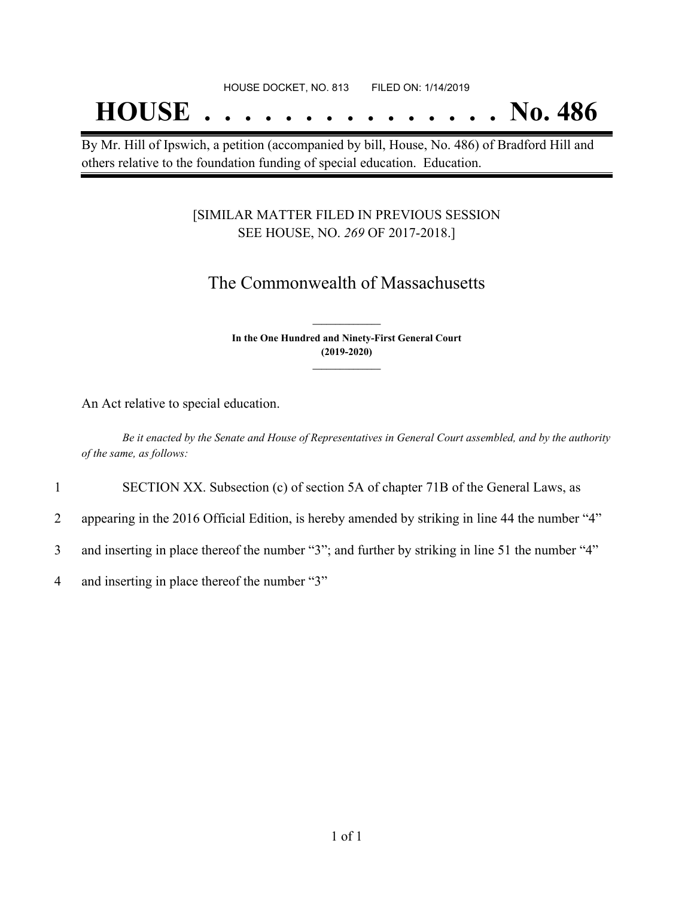HOUSE DOCKET, NO. 813 FILED ON: 1/14/2019

# HOUSE . . . . . . . . . . . . . . . No. 486

By Mr. Hill of Ipswich, a petition (accompanied by bill, House, No. 486) of Bradford Hill and others relative to the foundation funding of special education. Education.

[SIMILAR MATTER FILED IN PREVIOUS SESSION SEE HOUSE, NO. *269* OF 2017-2018.]

## The Commonwealth of Massachusetts

**In the One Hundred and Ninety-First General Court (2019-2020)**

An Act relative to special education.

*Be it enacted by the Senate and House of Representatives in General Court assembled, and by the authority of the same, as follows:*

1 SECTION XX. Subsection (c) of section 5A of chapter 71B of the General Laws, as
2 appearing in the 2016 Official Edition, is hereby amended by striking in line 44 the number "4"
3 and inserting in place thereof the number "3"; and further by striking in line 51 the number "4"
4 and inserting in place thereof the number "3"